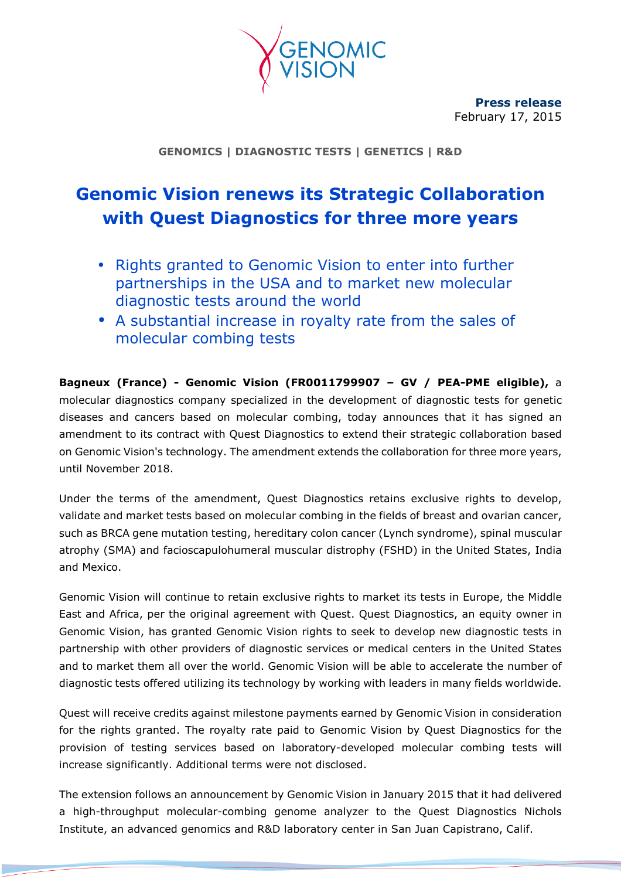GENOMIC VISION

**Press release**
February 17, 2015

**GENOMICS | DIAGNOSTIC TESTS | GENETICS | R&D**

# Genomic Vision renews its Strategic Collaboration with Quest Diagnostics for three more years

- Rights granted to Genomic Vision to enter into further partnerships in the USA and to market new molecular diagnostic tests around the world
- A substantial increase in royalty rate from the sales of molecular combing tests

**Bagneux (France) - Genomic Vision (FR0011799907 – GV / PEA-PME eligible),** a molecular diagnostics company specialized in the development of diagnostic tests for genetic diseases and cancers based on molecular combing, today announces that it has signed an amendment to its contract with Quest Diagnostics to extend their strategic collaboration based on Genomic Vision's technology. The amendment extends the collaboration for three more years, until November 2018.

Under the terms of the amendment, Quest Diagnostics retains exclusive rights to develop, validate and market tests based on molecular combing in the fields of breast and ovarian cancer, such as BRCA gene mutation testing, hereditary colon cancer (Lynch syndrome), spinal muscular atrophy (SMA) and facioscapulohumeral muscular distrophy (FSHD) in the United States, India and Mexico.

Genomic Vision will continue to retain exclusive rights to market its tests in Europe, the Middle East and Africa, per the original agreement with Quest. Quest Diagnostics, an equity owner in Genomic Vision, has granted Genomic Vision rights to seek to develop new diagnostic tests in partnership with other providers of diagnostic services or medical centers in the United States and to market them all over the world. Genomic Vision will be able to accelerate the number of diagnostic tests offered utilizing its technology by working with leaders in many fields worldwide.

Quest will receive credits against milestone payments earned by Genomic Vision in consideration for the rights granted. The royalty rate paid to Genomic Vision by Quest Diagnostics for the provision of testing services based on laboratory-developed molecular combing tests will increase significantly. Additional terms were not disclosed.

The extension follows an announcement by Genomic Vision in January 2015 that it had delivered a high-throughput molecular-combing genome analyzer to the Quest Diagnostics Nichols Institute, an advanced genomics and R&D laboratory center in San Juan Capistrano, Calif.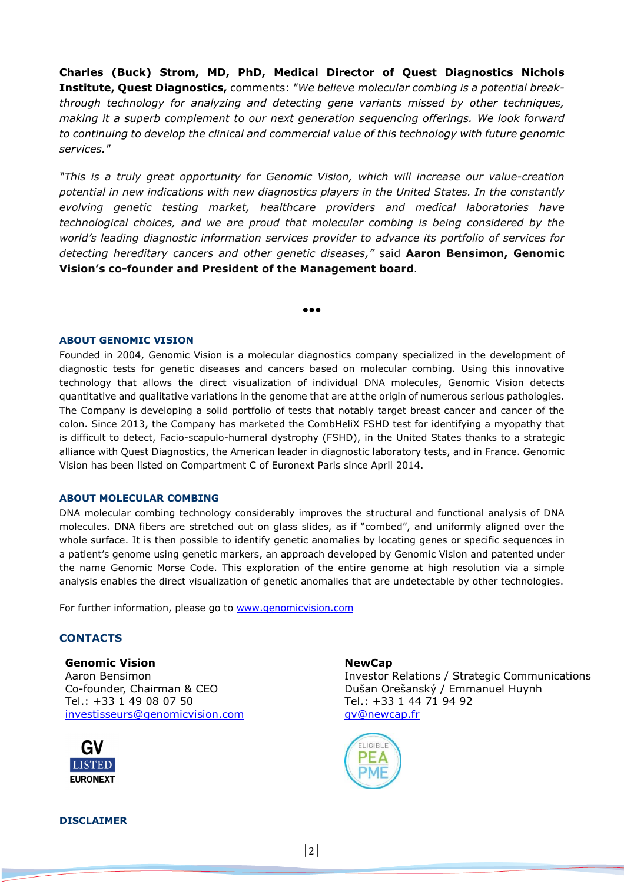**Charles (Buck) Strom, MD, PhD, Medical Director of Quest Diagnostics Nichols Institute, Quest Diagnostics,** comments: *"We believe molecular combing is a potential break-through technology for analyzing and detecting gene variants missed by other techniques, making it a superb complement to our next generation sequencing offerings. We look forward to continuing to develop the clinical and commercial value of this technology with future genomic services."*

*"This is a truly great opportunity for Genomic Vision, which will increase our value-creation potential in new indications with new diagnostics players in the United States. In the constantly evolving genetic testing market, healthcare providers and medical laboratories have technological choices, and we are proud that molecular combing is being considered by the world's leading diagnostic information services provider to advance its portfolio of services for detecting hereditary cancers and other genetic diseases,"* said **Aaron Bensimon, Genomic Vision's co-founder and President of the Management board**.

•••

### ABOUT GENOMIC VISION

Founded in 2004, Genomic Vision is a molecular diagnostics company specialized in the development of diagnostic tests for genetic diseases and cancers based on molecular combing. Using this innovative technology that allows the direct visualization of individual DNA molecules, Genomic Vision detects quantitative and qualitative variations in the genome that are at the origin of numerous serious pathologies. The Company is developing a solid portfolio of tests that notably target breast cancer and cancer of the colon. Since 2013, the Company has marketed the CombHeliX FSHD test for identifying a myopathy that is difficult to detect, Facio-scapulo-humeral dystrophy (FSHD), in the United States thanks to a strategic alliance with Quest Diagnostics, the American leader in diagnostic laboratory tests, and in France. Genomic Vision has been listed on Compartment C of Euronext Paris since April 2014.

### ABOUT MOLECULAR COMBING

DNA molecular combing technology considerably improves the structural and functional analysis of DNA molecules. DNA fibers are stretched out on glass slides, as if "combed", and uniformly aligned over the whole surface. It is then possible to identify genetic anomalies by locating genes or specific sequences in a patient's genome using genetic markers, an approach developed by Genomic Vision and patented under the name Genomic Morse Code. This exploration of the entire genome at high resolution via a simple analysis enables the direct visualization of genetic anomalies that are undetectable by other technologies.

For further information, please go to www.genomicvision.com

## CONTACTS

**Genomic Vision**
Aaron Bensimon
Co-founder, Chairman & CEO
Tel.: +33 1 49 08 07 50
investisseurs@genomicvision.com

**NewCap**
Investor Relations / Strategic Communications
Dušan Orešanský / Emmanuel Huynh
Tel.: +33 1 44 71 94 92
gv@newcap.fr

GV LISTED EURONEXT

ELIGIBLE PEA PME

### DISCLAIMER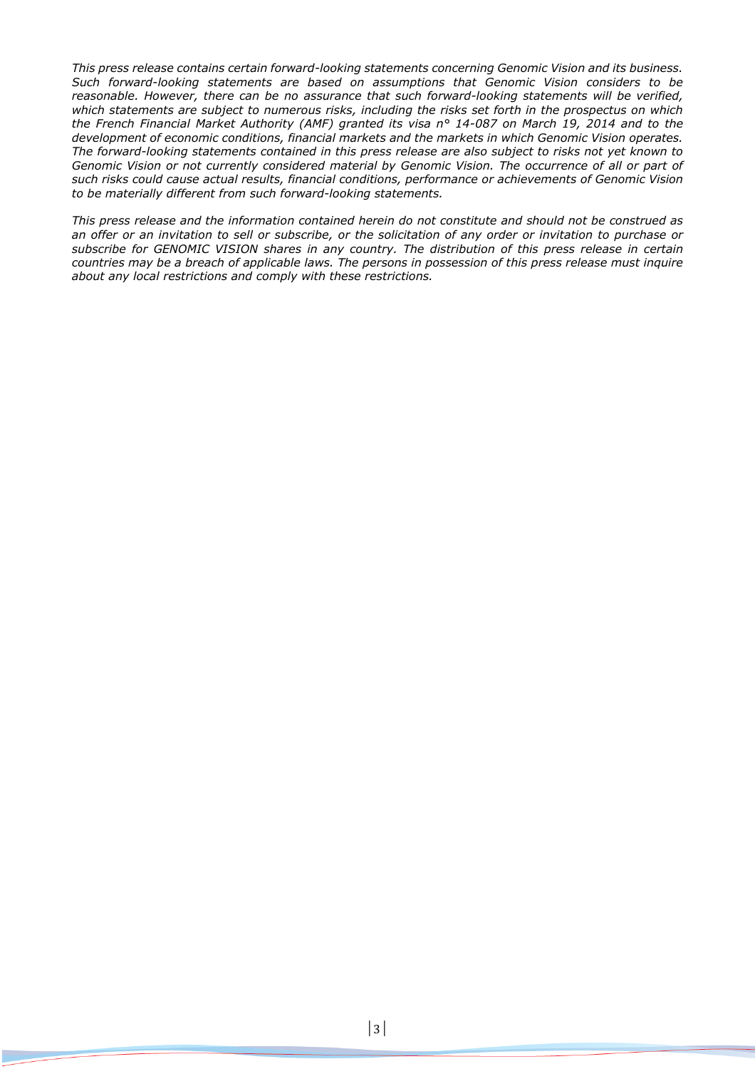*This press release contains certain forward-looking statements concerning Genomic Vision and its business. Such forward-looking statements are based on assumptions that Genomic Vision considers to be reasonable. However, there can be no assurance that such forward-looking statements will be verified, which statements are subject to numerous risks, including the risks set forth in the prospectus on which the French Financial Market Authority (AMF) granted its visa n° 14-087 on March 19, 2014 and to the development of economic conditions, financial markets and the markets in which Genomic Vision operates. The forward-looking statements contained in this press release are also subject to risks not yet known to Genomic Vision or not currently considered material by Genomic Vision. The occurrence of all or part of such risks could cause actual results, financial conditions, performance or achievements of Genomic Vision to be materially different from such forward-looking statements.*

*This press release and the information contained herein do not constitute and should not be construed as an offer or an invitation to sell or subscribe, or the solicitation of any order or invitation to purchase or subscribe for GENOMIC VISION shares in any country. The distribution of this press release in certain countries may be a breach of applicable laws. The persons in possession of this press release must inquire about any local restrictions and comply with these restrictions.*